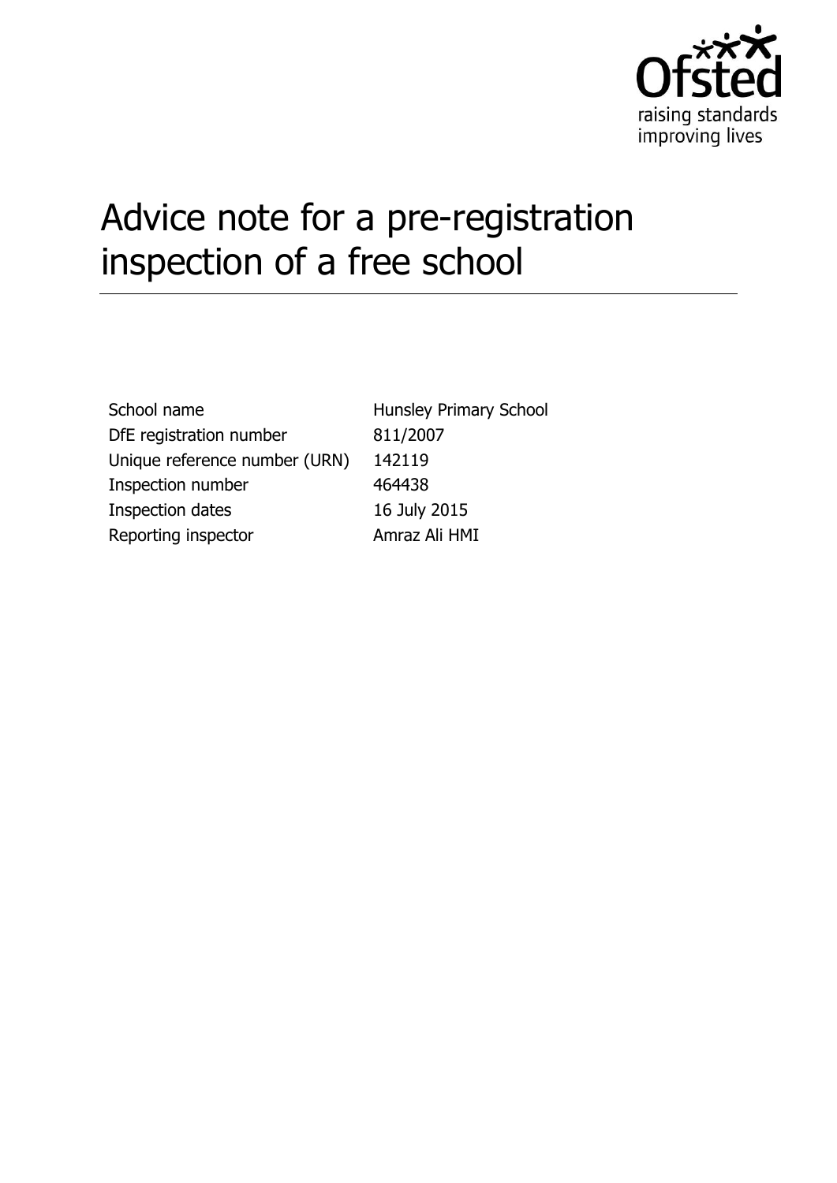Ofsted
raising standards
improving lives

# Advice note for a pre-registration inspection of a free school

| | |
|---|---|
| School name | Hunsley Primary School |
| DfE registration number | 811/2007 |
| Unique reference number (URN) | 142119 |
| Inspection number | 464438 |
| Inspection dates | 16 July 2015 |
| Reporting inspector | Amraz Ali HMI |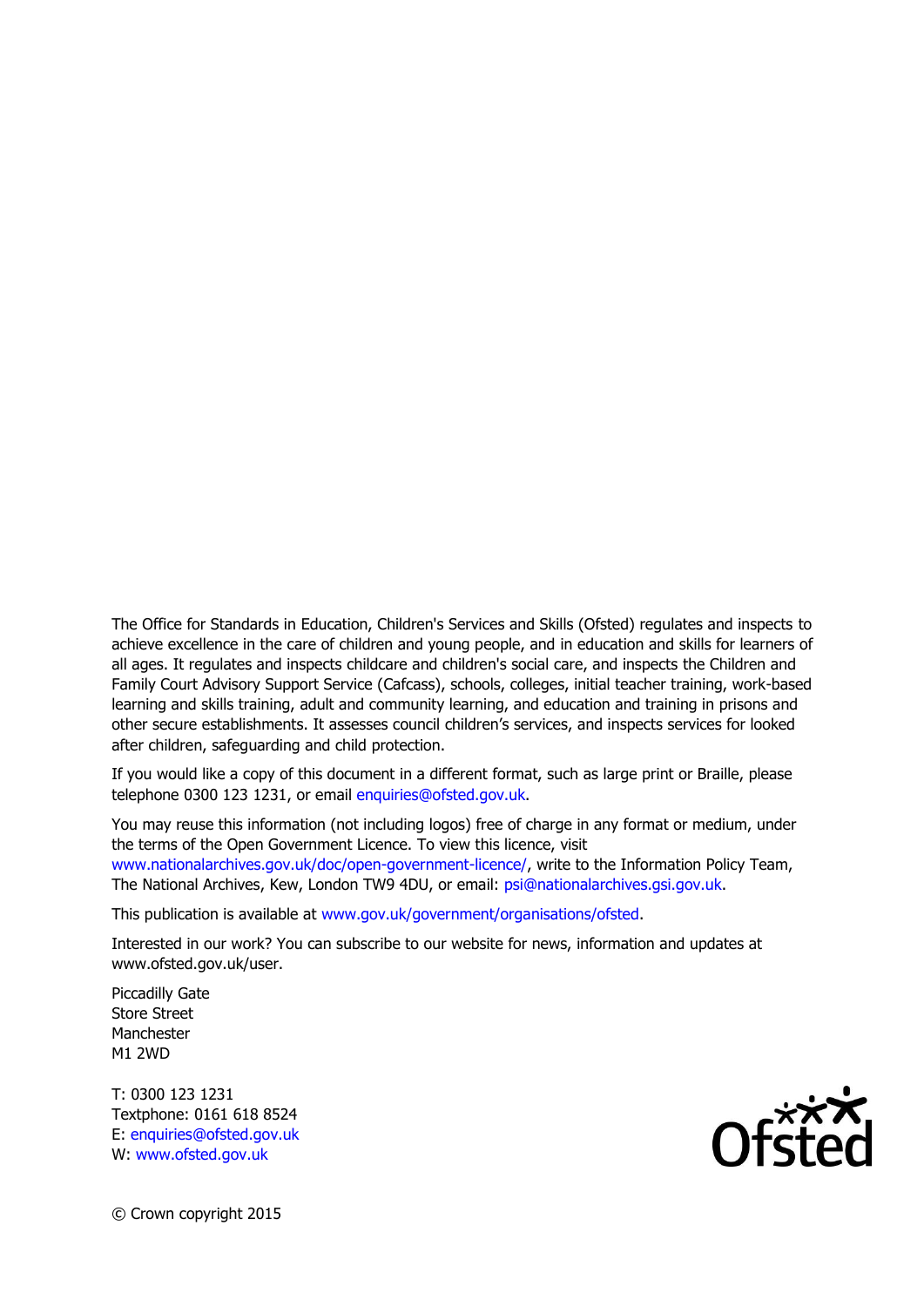The Office for Standards in Education, Children's Services and Skills (Ofsted) regulates and inspects to achieve excellence in the care of children and young people, and in education and skills for learners of all ages. It regulates and inspects childcare and children's social care, and inspects the Children and Family Court Advisory Support Service (Cafcass), schools, colleges, initial teacher training, work-based learning and skills training, adult and community learning, and education and training in prisons and other secure establishments. It assesses council children's services, and inspects services for looked after children, safeguarding and child protection.

If you would like a copy of this document in a different format, such as large print or Braille, please telephone 0300 123 1231, or email enquiries@ofsted.gov.uk.

You may reuse this information (not including logos) free of charge in any format or medium, under the terms of the Open Government Licence. To view this licence, visit www.nationalarchives.gov.uk/doc/open-government-licence/, write to the Information Policy Team, The National Archives, Kew, London TW9 4DU, or email: psi@nationalarchives.gsi.gov.uk.

This publication is available at www.gov.uk/government/organisations/ofsted.

Interested in our work? You can subscribe to our website for news, information and updates at www.ofsted.gov.uk/user.

Piccadilly Gate
Store Street
Manchester
M1 2WD

T: 0300 123 1231
Textphone: 0161 618 8524
E: enquiries@ofsted.gov.uk
W: www.ofsted.gov.uk

© Crown copyright 2015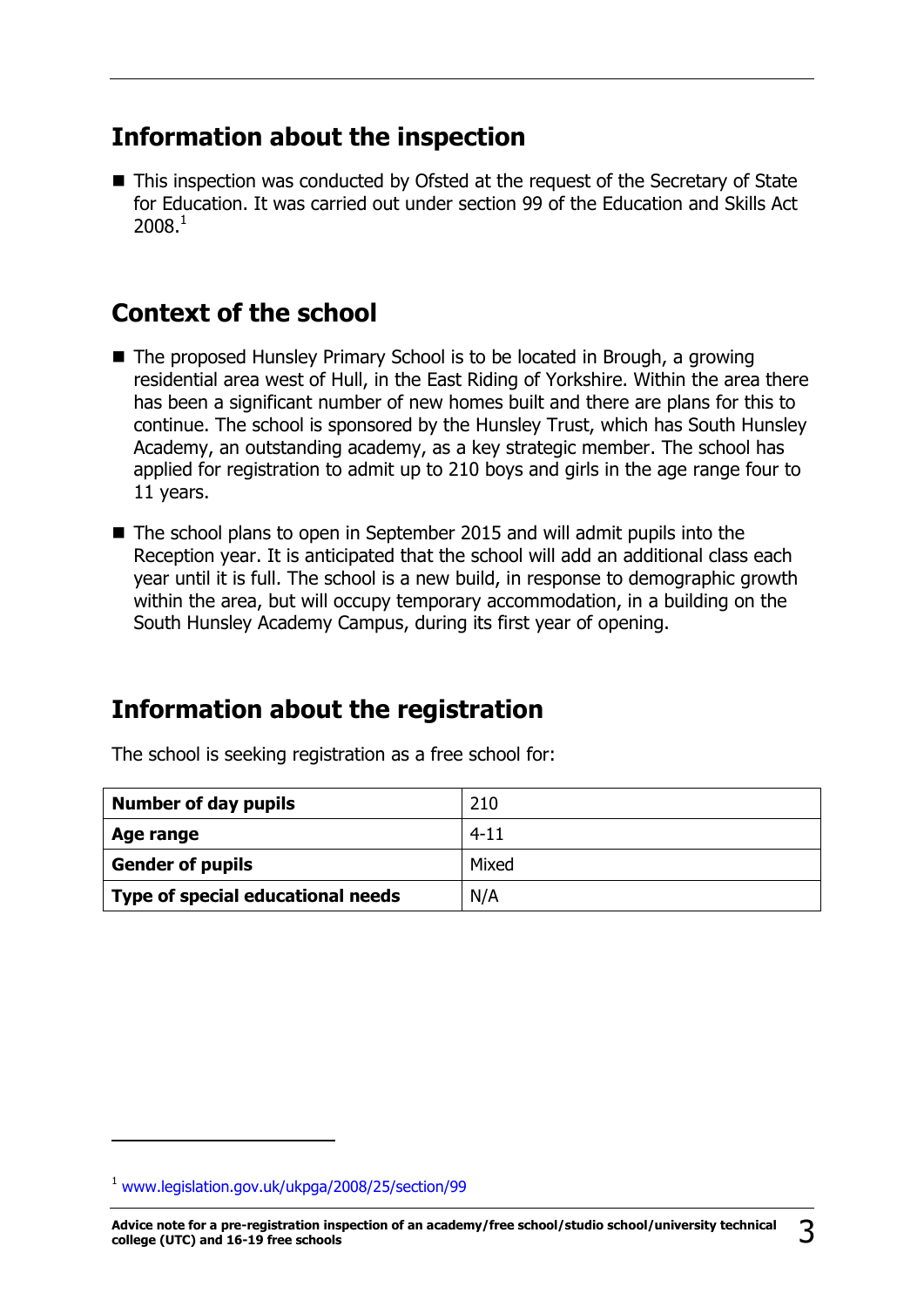## Information about the inspection

- This inspection was conducted by Ofsted at the request of the Secretary of State for Education. It was carried out under section 99 of the Education and Skills Act 2008.[1]

## Context of the school

- The proposed Hunsley Primary School is to be located in Brough, a growing residential area west of Hull, in the East Riding of Yorkshire. Within the area there has been a significant number of new homes built and there are plans for this to continue. The school is sponsored by the Hunsley Trust, which has South Hunsley Academy, an outstanding academy, as a key strategic member. The school has applied for registration to admit up to 210 boys and girls in the age range four to 11 years.
- The school plans to open in September 2015 and will admit pupils into the Reception year. It is anticipated that the school will add an additional class each year until it is full. The school is a new build, in response to demographic growth within the area, but will occupy temporary accommodation, in a building on the South Hunsley Academy Campus, during its first year of opening.

## Information about the registration

The school is seeking registration as a free school for:

| | |
|---|---|
| **Number of day pupils** | 210 |
| **Age range** | 4-11 |
| **Gender of pupils** | Mixed |
| **Type of special educational needs** | N/A |

[1] www.legislation.gov.uk/ukpga/2008/25/section/99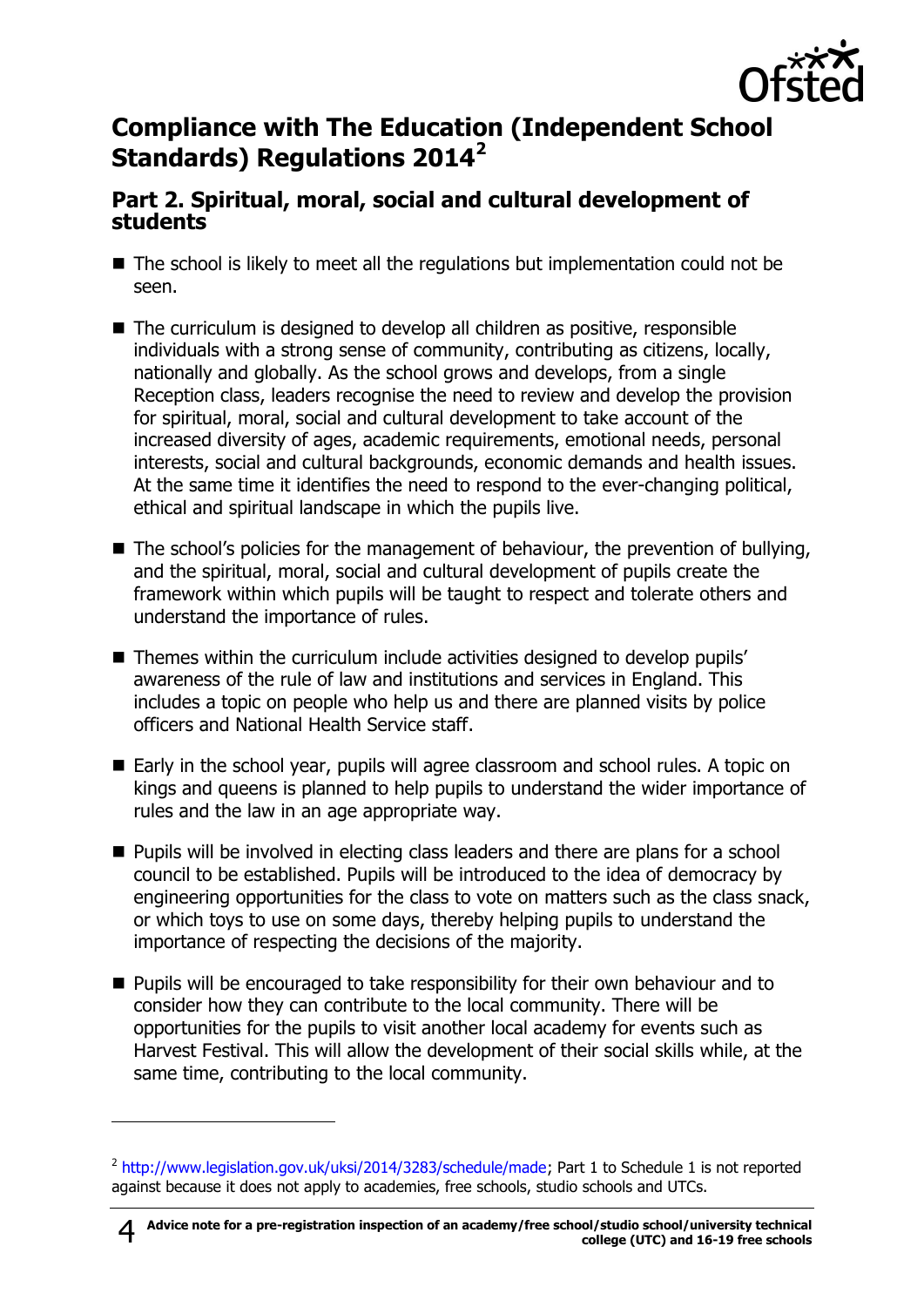# Compliance with The Education (Independent School Standards) Regulations 2014[2]

## Part 2. Spiritual, moral, social and cultural development of students

- The school is likely to meet all the regulations but implementation could not be seen.
- The curriculum is designed to develop all children as positive, responsible individuals with a strong sense of community, contributing as citizens, locally, nationally and globally. As the school grows and develops, from a single Reception class, leaders recognise the need to review and develop the provision for spiritual, moral, social and cultural development to take account of the increased diversity of ages, academic requirements, emotional needs, personal interests, social and cultural backgrounds, economic demands and health issues. At the same time it identifies the need to respond to the ever-changing political, ethical and spiritual landscape in which the pupils live.
- The school's policies for the management of behaviour, the prevention of bullying, and the spiritual, moral, social and cultural development of pupils create the framework within which pupils will be taught to respect and tolerate others and understand the importance of rules.
- Themes within the curriculum include activities designed to develop pupils' awareness of the rule of law and institutions and services in England. This includes a topic on people who help us and there are planned visits by police officers and National Health Service staff.
- Early in the school year, pupils will agree classroom and school rules. A topic on kings and queens is planned to help pupils to understand the wider importance of rules and the law in an age appropriate way.
- Pupils will be involved in electing class leaders and there are plans for a school council to be established. Pupils will be introduced to the idea of democracy by engineering opportunities for the class to vote on matters such as the class snack, or which toys to use on some days, thereby helping pupils to understand the importance of respecting the decisions of the majority.
- Pupils will be encouraged to take responsibility for their own behaviour and to consider how they can contribute to the local community. There will be opportunities for the pupils to visit another local academy for events such as Harvest Festival. This will allow the development of their social skills while, at the same time, contributing to the local community.

---

[2] http://www.legislation.gov.uk/uksi/2014/3283/schedule/made; Part 1 to Schedule 1 is not reported against because it does not apply to academies, free schools, studio schools and UTCs.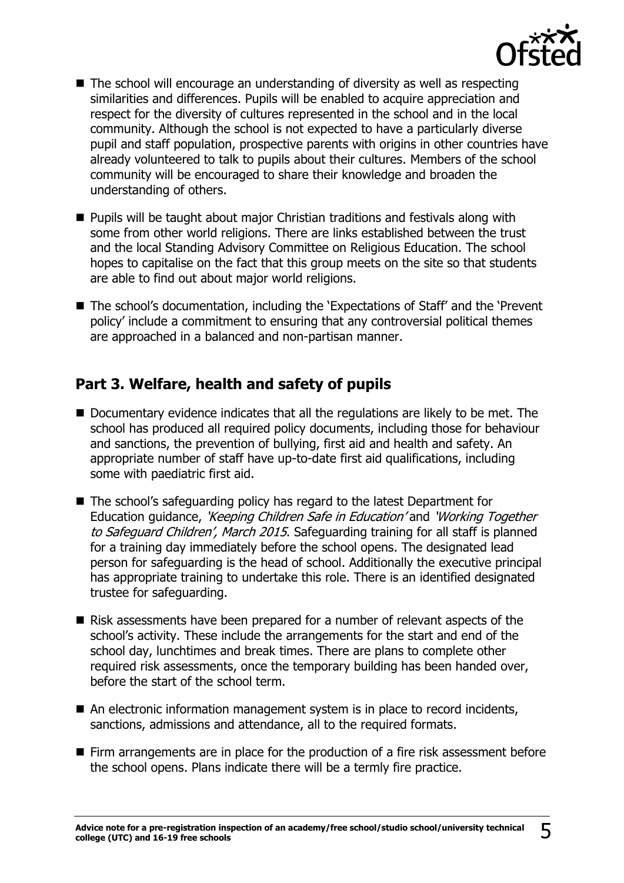- The school will encourage an understanding of diversity as well as respecting similarities and differences. Pupils will be enabled to acquire appreciation and respect for the diversity of cultures represented in the school and in the local community. Although the school is not expected to have a particularly diverse pupil and staff population, prospective parents with origins in other countries have already volunteered to talk to pupils about their cultures. Members of the school community will be encouraged to share their knowledge and broaden the understanding of others.
- Pupils will be taught about major Christian traditions and festivals along with some from other world religions. There are links established between the trust and the local Standing Advisory Committee on Religious Education. The school hopes to capitalise on the fact that this group meets on the site so that students are able to find out about major world religions.
- The school's documentation, including the 'Expectations of Staff' and the 'Prevent policy' include a commitment to ensuring that any controversial political themes are approached in a balanced and non-partisan manner.

## Part 3. Welfare, health and safety of pupils

- Documentary evidence indicates that all the regulations are likely to be met. The school has produced all required policy documents, including those for behaviour and sanctions, the prevention of bullying, first aid and health and safety. An appropriate number of staff have up-to-date first aid qualifications, including some with paediatric first aid.
- The school's safeguarding policy has regard to the latest Department for Education guidance, *'Keeping Children Safe in Education'* and *'Working Together to Safeguard Children', March 2015*. Safeguarding training for all staff is planned for a training day immediately before the school opens. The designated lead person for safeguarding is the head of school. Additionally the executive principal has appropriate training to undertake this role. There is an identified designated trustee for safeguarding.
- Risk assessments have been prepared for a number of relevant aspects of the school's activity. These include the arrangements for the start and end of the school day, lunchtimes and break times. There are plans to complete other required risk assessments, once the temporary building has been handed over, before the start of the school term.
- An electronic information management system is in place to record incidents, sanctions, admissions and attendance, all to the required formats.
- Firm arrangements are in place for the production of a fire risk assessment before the school opens. Plans indicate there will be a termly fire practice.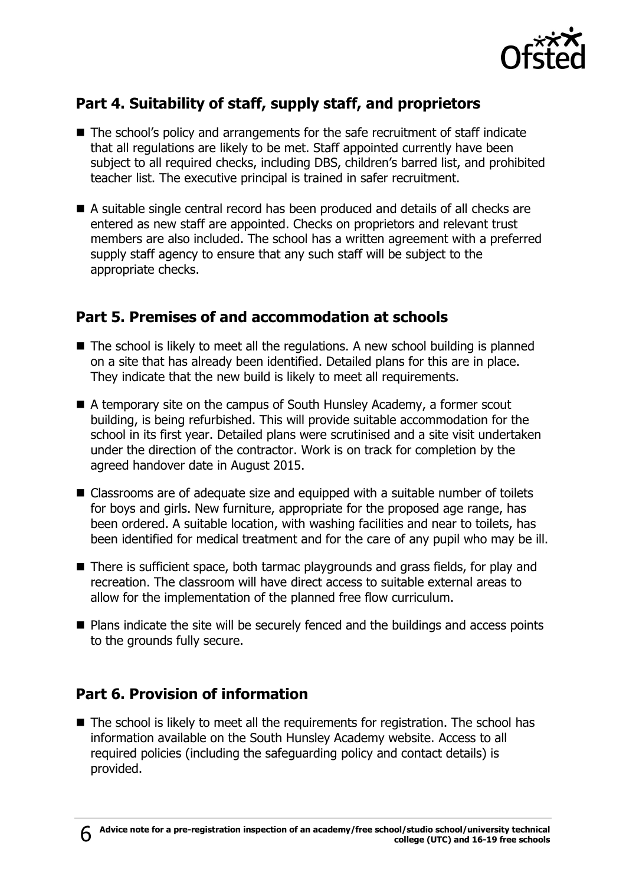## Part 4. Suitability of staff, supply staff, and proprietors

- The school's policy and arrangements for the safe recruitment of staff indicate that all regulations are likely to be met. Staff appointed currently have been subject to all required checks, including DBS, children's barred list, and prohibited teacher list. The executive principal is trained in safer recruitment.
- A suitable single central record has been produced and details of all checks are entered as new staff are appointed. Checks on proprietors and relevant trust members are also included. The school has a written agreement with a preferred supply staff agency to ensure that any such staff will be subject to the appropriate checks.

## Part 5. Premises of and accommodation at schools

- The school is likely to meet all the regulations. A new school building is planned on a site that has already been identified. Detailed plans for this are in place. They indicate that the new build is likely to meet all requirements.
- A temporary site on the campus of South Hunsley Academy, a former scout building, is being refurbished. This will provide suitable accommodation for the school in its first year. Detailed plans were scrutinised and a site visit undertaken under the direction of the contractor. Work is on track for completion by the agreed handover date in August 2015.
- Classrooms are of adequate size and equipped with a suitable number of toilets for boys and girls. New furniture, appropriate for the proposed age range, has been ordered. A suitable location, with washing facilities and near to toilets, has been identified for medical treatment and for the care of any pupil who may be ill.
- There is sufficient space, both tarmac playgrounds and grass fields, for play and recreation. The classroom will have direct access to suitable external areas to allow for the implementation of the planned free flow curriculum.
- Plans indicate the site will be securely fenced and the buildings and access points to the grounds fully secure.

## Part 6. Provision of information

- The school is likely to meet all the requirements for registration. The school has information available on the South Hunsley Academy website. Access to all required policies (including the safeguarding policy and contact details) is provided.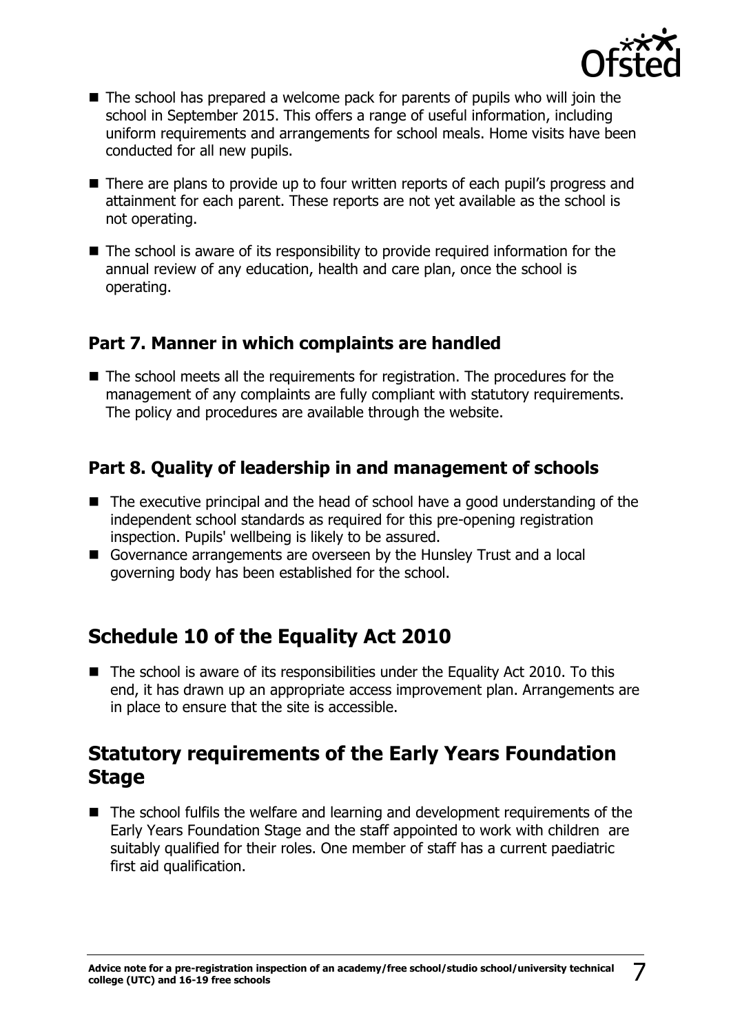- The school has prepared a welcome pack for parents of pupils who will join the school in September 2015. This offers a range of useful information, including uniform requirements and arrangements for school meals. Home visits have been conducted for all new pupils.
- There are plans to provide up to four written reports of each pupil's progress and attainment for each parent. These reports are not yet available as the school is not operating.
- The school is aware of its responsibility to provide required information for the annual review of any education, health and care plan, once the school is operating.

### Part 7. Manner in which complaints are handled

- The school meets all the requirements for registration. The procedures for the management of any complaints are fully compliant with statutory requirements. The policy and procedures are available through the website.

### Part 8. Quality of leadership in and management of schools

- The executive principal and the head of school have a good understanding of the independent school standards as required for this pre-opening registration inspection. Pupils' wellbeing is likely to be assured.
- Governance arrangements are overseen by the Hunsley Trust and a local governing body has been established for the school.

## Schedule 10 of the Equality Act 2010

- The school is aware of its responsibilities under the Equality Act 2010. To this end, it has drawn up an appropriate access improvement plan. Arrangements are in place to ensure that the site is accessible.

## Statutory requirements of the Early Years Foundation Stage

- The school fulfils the welfare and learning and development requirements of the Early Years Foundation Stage and the staff appointed to work with children are suitably qualified for their roles. One member of staff has a current paediatric first aid qualification.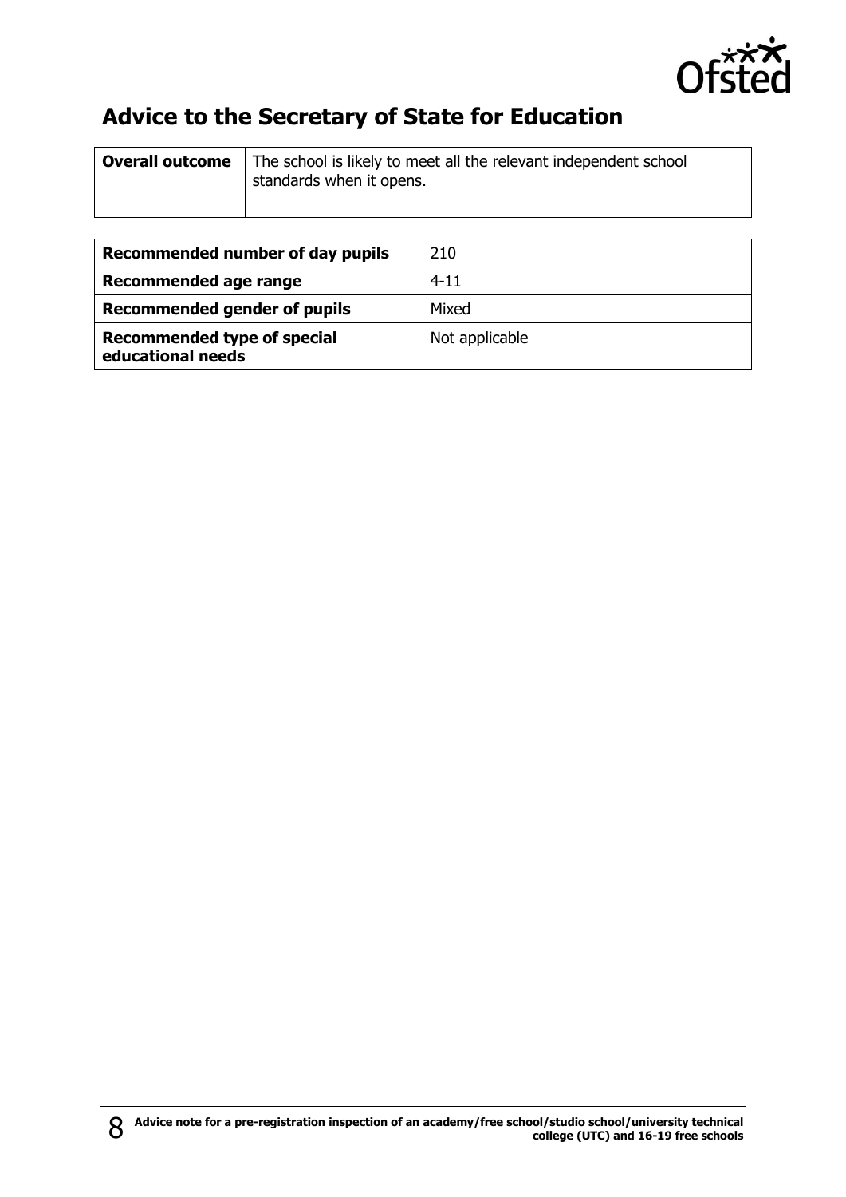## Advice to the Secretary of State for Education

| | |
|---|---|
| **Overall outcome** | The school is likely to meet all the relevant independent school standards when it opens. |

| | |
|---|---|
| **Recommended number of day pupils** | 210 |
| **Recommended age range** | 4-11 |
| **Recommended gender of pupils** | Mixed |
| **Recommended type of special educational needs** | Not applicable |